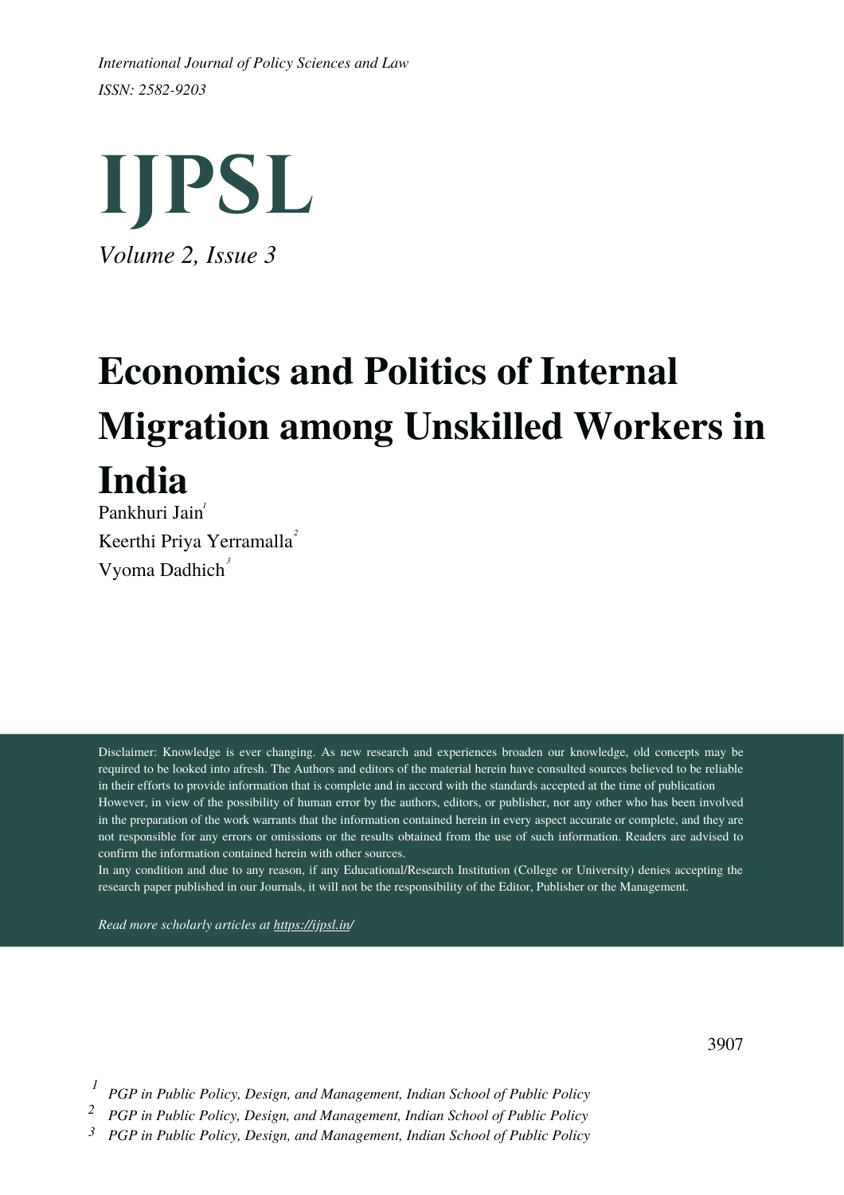*International Journal of Policy Sciences and Law*
*ISSN: 2582-9203*

# IJPSL

*Volume 2, Issue 3*

# Economics and Politics of Internal Migration among Unskilled Workers in India

Pankhuri Jain[1]
Keerthi Priya Yerramalla[2]
Vyoma Dadhich[3]

Disclaimer: Knowledge is ever changing. As new research and experiences broaden our knowledge, old concepts may be required to be looked into afresh. The Authors and editors of the material herein have consulted sources believed to be reliable in their efforts to provide information that is complete and in accord with the standards accepted at the time of publication However, in view of the possibility of human error by the authors, editors, or publisher, nor any other who has been involved in the preparation of the work warrants that the information contained herein in every aspect accurate or complete, and they are not responsible for any errors or omissions or the results obtained from the use of such information. Readers are advised to confirm the information contained herein with other sources.
In any condition and due to any reason, if any Educational/Research Institution (College or University) denies accepting the research paper published in our Journals, it will not be the responsibility of the Editor, Publisher or the Management.

*Read more scholarly articles at https://ijpsl.in/*

[1] *PGP in Public Policy, Design, and Management, Indian School of Public Policy*
[2] *PGP in Public Policy, Design, and Management, Indian School of Public Policy*
[3] *PGP in Public Policy, Design, and Management, Indian School of Public Policy*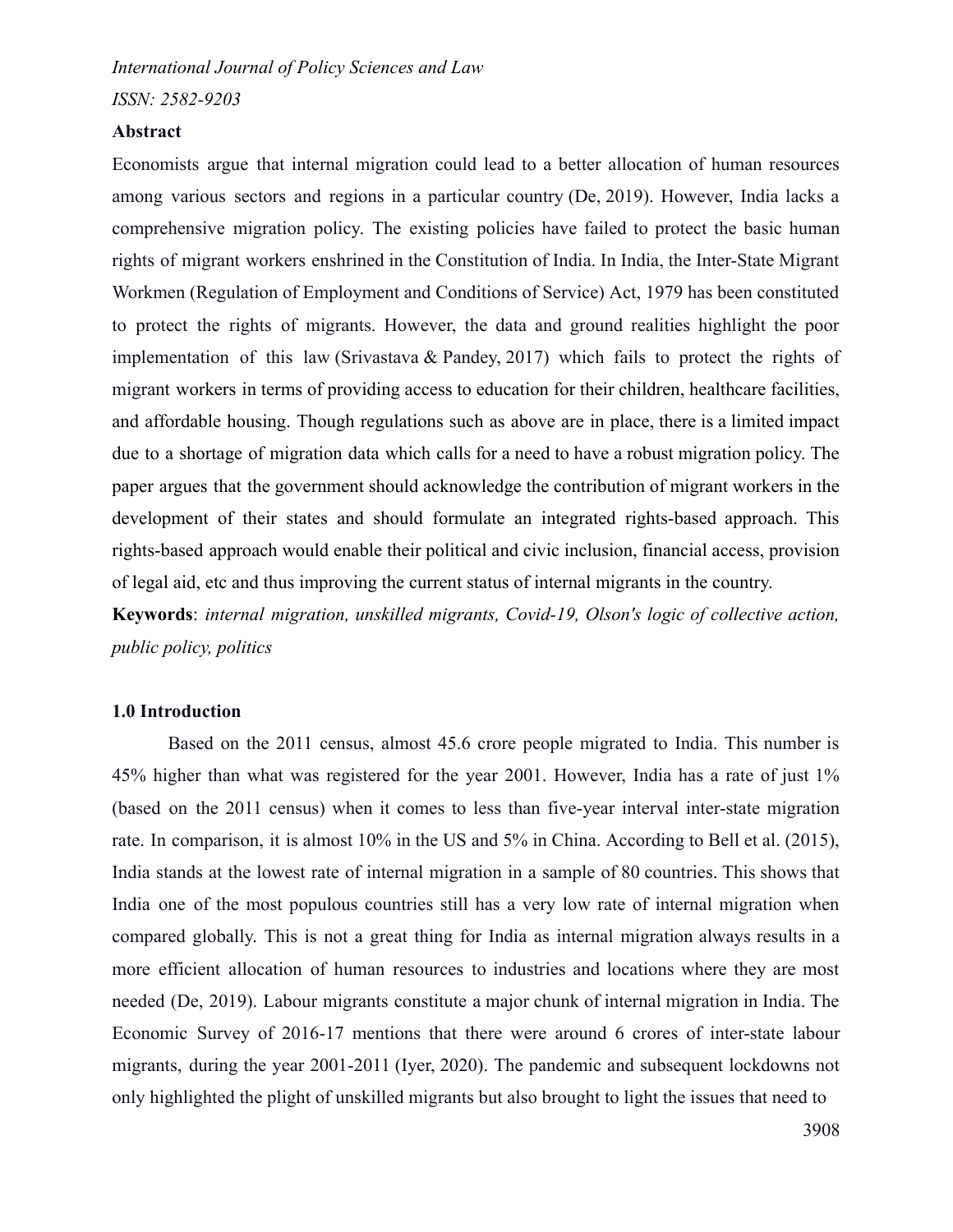## Abstract

Economists argue that internal migration could lead to a better allocation of human resources among various sectors and regions in a particular country (De, 2019). However, India lacks a comprehensive migration policy. The existing policies have failed to protect the basic human rights of migrant workers enshrined in the Constitution of India. In India, the Inter-State Migrant Workmen (Regulation of Employment and Conditions of Service) Act, 1979 has been constituted to protect the rights of migrants. However, the data and ground realities highlight the poor implementation of this law (Srivastava & Pandey, 2017) which fails to protect the rights of migrant workers in terms of providing access to education for their children, healthcare facilities, and affordable housing. Though regulations such as above are in place, there is a limited impact due to a shortage of migration data which calls for a need to have a robust migration policy. The paper argues that the government should acknowledge the contribution of migrant workers in the development of their states and should formulate an integrated rights-based approach. This rights-based approach would enable their political and civic inclusion, financial access, provision of legal aid, etc and thus improving the current status of internal migrants in the country.

**Keywords**: *internal migration, unskilled migrants, Covid-19, Olson's logic of collective action, public policy, politics*

## 1.0 Introduction

Based on the 2011 census, almost 45.6 crore people migrated to India. This number is 45% higher than what was registered for the year 2001. However, India has a rate of just 1% (based on the 2011 census) when it comes to less than five-year interval inter-state migration rate. In comparison, it is almost 10% in the US and 5% in China. According to Bell et al. (2015), India stands at the lowest rate of internal migration in a sample of 80 countries. This shows that India one of the most populous countries still has a very low rate of internal migration when compared globally. This is not a great thing for India as internal migration always results in a more efficient allocation of human resources to industries and locations where they are most needed (De, 2019). Labour migrants constitute a major chunk of internal migration in India. The Economic Survey of 2016-17 mentions that there were around 6 crores of inter-state labour migrants, during the year 2001-2011 (Iyer, 2020). The pandemic and subsequent lockdowns not only highlighted the plight of unskilled migrants but also brought to light the issues that need to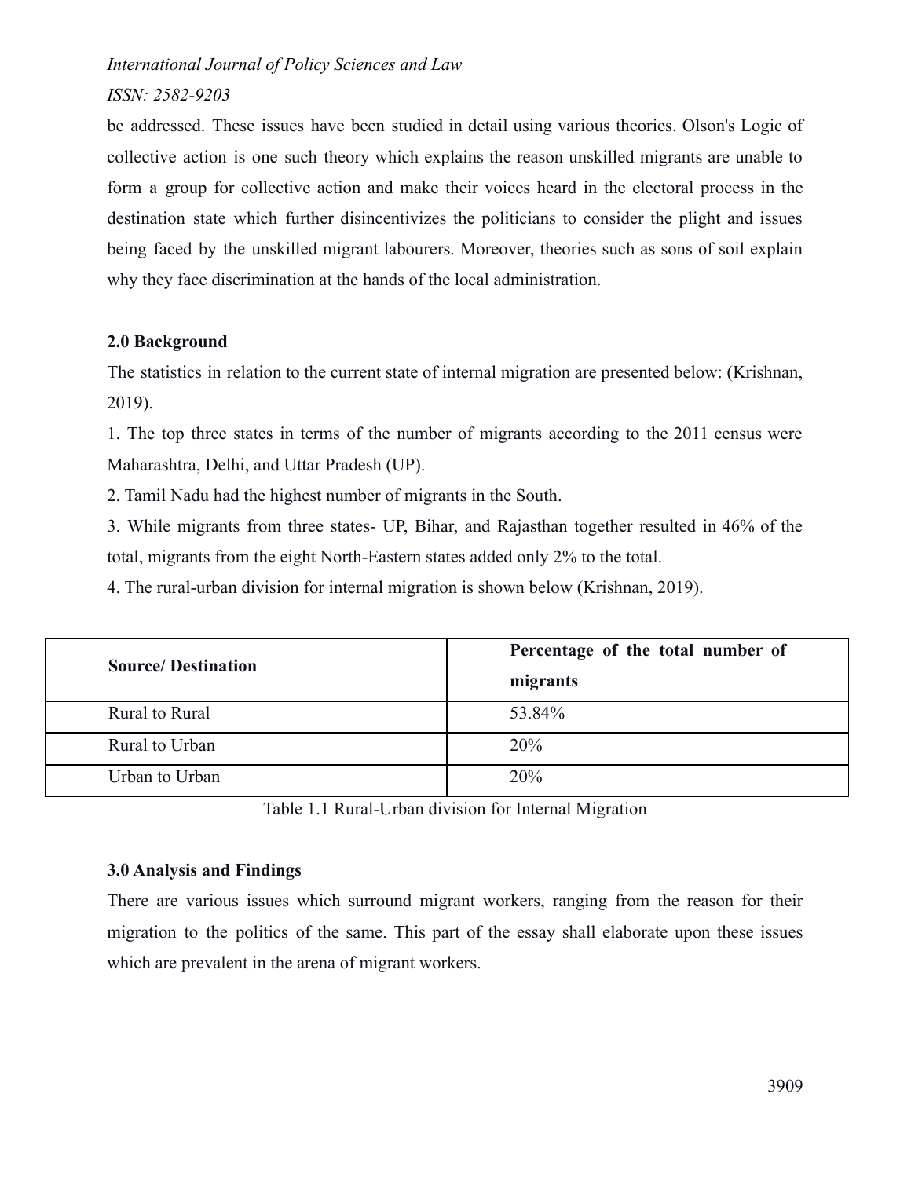be addressed. These issues have been studied in detail using various theories. Olson's Logic of collective action is one such theory which explains the reason unskilled migrants are unable to form a group for collective action and make their voices heard in the electoral process in the destination state which further disincentivizes the politicians to consider the plight and issues being faced by the unskilled migrant labourers. Moreover, theories such as sons of soil explain why they face discrimination at the hands of the local administration.

## 2.0 Background

The statistics in relation to the current state of internal migration are presented below: (Krishnan, 2019).

1. The top three states in terms of the number of migrants according to the 2011 census were Maharashtra, Delhi, and Uttar Pradesh (UP).
2. Tamil Nadu had the highest number of migrants in the South.
3. While migrants from three states- UP, Bihar, and Rajasthan together resulted in 46% of the total, migrants from the eight North-Eastern states added only 2% to the total.
4. The rural-urban division for internal migration is shown below (Krishnan, 2019).

| Source/ Destination | Percentage of the total number of migrants |
|---|---|
| Rural to Rural | 53.84% |
| Rural to Urban | 20% |
| Urban to Urban | 20% |

Table 1.1 Rural-Urban division for Internal Migration

## 3.0 Analysis and Findings

There are various issues which surround migrant workers, ranging from the reason for their migration to the politics of the same. This part of the essay shall elaborate upon these issues which are prevalent in the arena of migrant workers.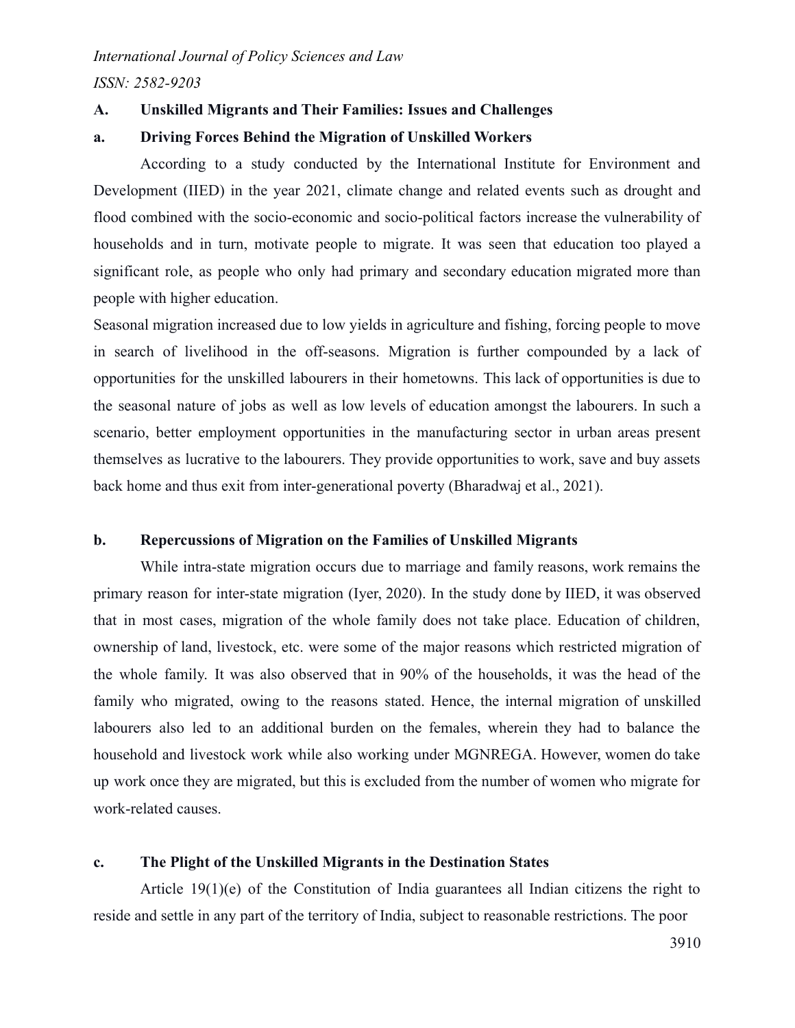### A. Unskilled Migrants and Their Families: Issues and Challenges

#### a. Driving Forces Behind the Migration of Unskilled Workers

According to a study conducted by the International Institute for Environment and Development (IIED) in the year 2021, climate change and related events such as drought and flood combined with the socio-economic and socio-political factors increase the vulnerability of households and in turn, motivate people to migrate. It was seen that education too played a significant role, as people who only had primary and secondary education migrated more than people with higher education.

Seasonal migration increased due to low yields in agriculture and fishing, forcing people to move in search of livelihood in the off-seasons. Migration is further compounded by a lack of opportunities for the unskilled labourers in their hometowns. This lack of opportunities is due to the seasonal nature of jobs as well as low levels of education amongst the labourers. In such a scenario, better employment opportunities in the manufacturing sector in urban areas present themselves as lucrative to the labourers. They provide opportunities to work, save and buy assets back home and thus exit from inter-generational poverty (Bharadwaj et al., 2021).

#### b. Repercussions of Migration on the Families of Unskilled Migrants

While intra-state migration occurs due to marriage and family reasons, work remains the primary reason for inter-state migration (Iyer, 2020). In the study done by IIED, it was observed that in most cases, migration of the whole family does not take place. Education of children, ownership of land, livestock, etc. were some of the major reasons which restricted migration of the whole family. It was also observed that in 90% of the households, it was the head of the family who migrated, owing to the reasons stated. Hence, the internal migration of unskilled labourers also led to an additional burden on the females, wherein they had to balance the household and livestock work while also working under MGNREGA. However, women do take up work once they are migrated, but this is excluded from the number of women who migrate for work-related causes.

#### c. The Plight of the Unskilled Migrants in the Destination States

Article 19(1)(e) of the Constitution of India guarantees all Indian citizens the right to reside and settle in any part of the territory of India, subject to reasonable restrictions. The poor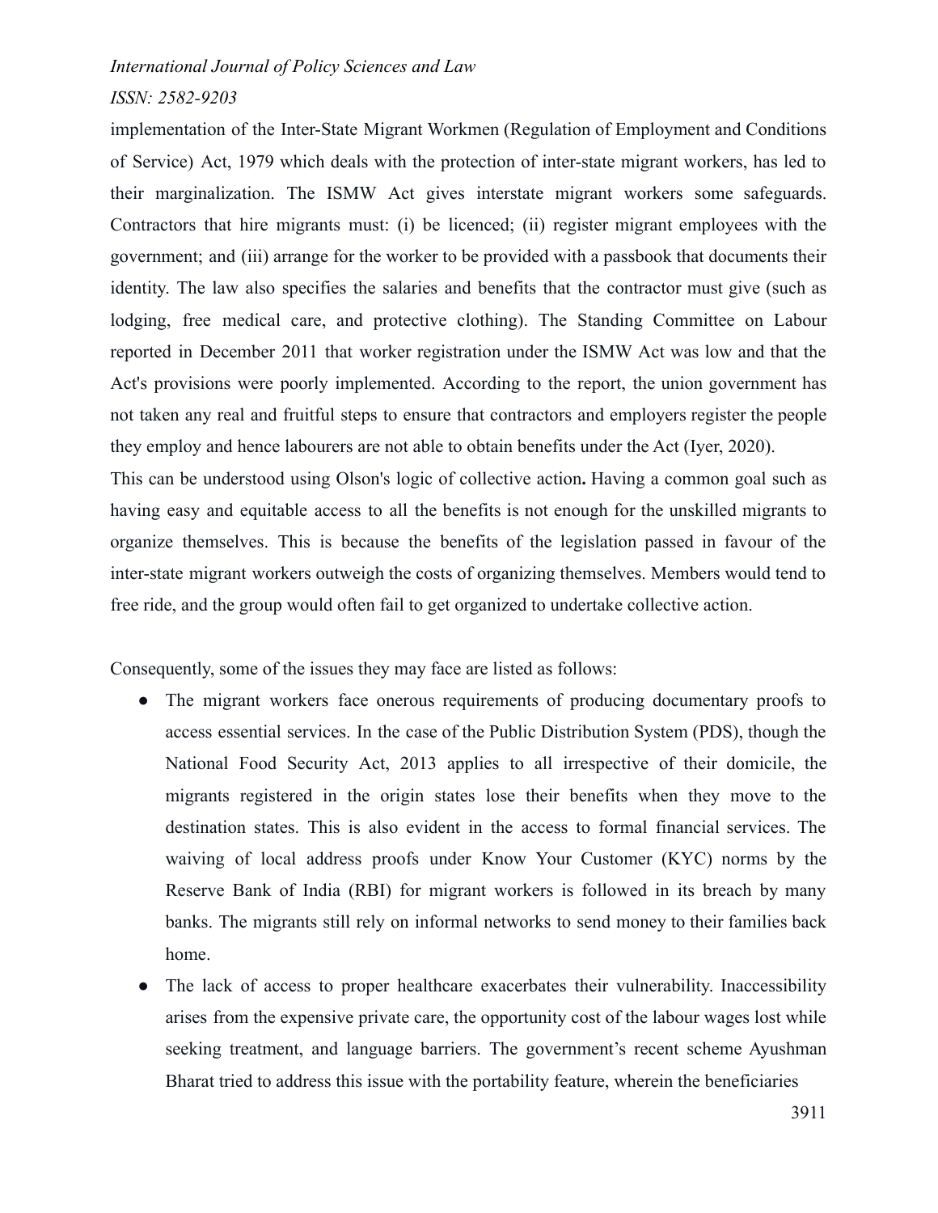implementation of the Inter-State Migrant Workmen (Regulation of Employment and Conditions of Service) Act, 1979 which deals with the protection of inter-state migrant workers, has led to their marginalization. The ISMW Act gives interstate migrant workers some safeguards. Contractors that hire migrants must: (i) be licenced; (ii) register migrant employees with the government; and (iii) arrange for the worker to be provided with a passbook that documents their identity. The law also specifies the salaries and benefits that the contractor must give (such as lodging, free medical care, and protective clothing). The Standing Committee on Labour reported in December 2011 that worker registration under the ISMW Act was low and that the Act's provisions were poorly implemented. According to the report, the union government has not taken any real and fruitful steps to ensure that contractors and employers register the people they employ and hence labourers are not able to obtain benefits under the Act (Iyer, 2020).

This can be understood using Olson's logic of collective action**.** Having a common goal such as having easy and equitable access to all the benefits is not enough for the unskilled migrants to organize themselves. This is because the benefits of the legislation passed in favour of the inter-state migrant workers outweigh the costs of organizing themselves. Members would tend to free ride, and the group would often fail to get organized to undertake collective action.

Consequently, some of the issues they may face are listed as follows:

- The migrant workers face onerous requirements of producing documentary proofs to access essential services. In the case of the Public Distribution System (PDS), though the National Food Security Act, 2013 applies to all irrespective of their domicile, the migrants registered in the origin states lose their benefits when they move to the destination states. This is also evident in the access to formal financial services. The waiving of local address proofs under Know Your Customer (KYC) norms by the Reserve Bank of India (RBI) for migrant workers is followed in its breach by many banks. The migrants still rely on informal networks to send money to their families back home.
- The lack of access to proper healthcare exacerbates their vulnerability. Inaccessibility arises from the expensive private care, the opportunity cost of the labour wages lost while seeking treatment, and language barriers. The government's recent scheme Ayushman Bharat tried to address this issue with the portability feature, wherein the beneficiaries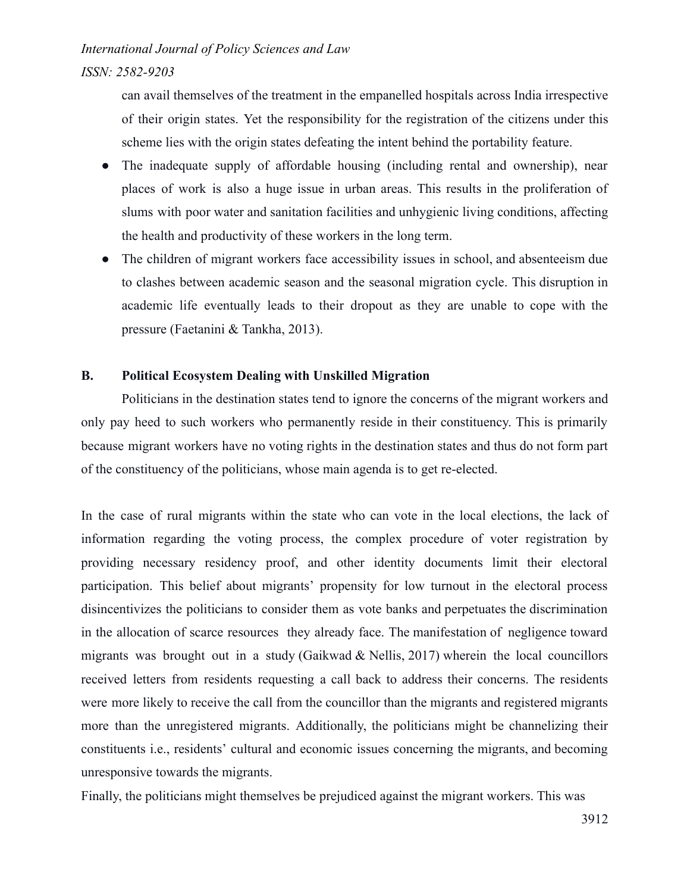can avail themselves of the treatment in the empanelled hospitals across India irrespective of their origin states. Yet the responsibility for the registration of the citizens under this scheme lies with the origin states defeating the intent behind the portability feature.

- The inadequate supply of affordable housing (including rental and ownership), near places of work is also a huge issue in urban areas. This results in the proliferation of slums with poor water and sanitation facilities and unhygienic living conditions, affecting the health and productivity of these workers in the long term.
- The children of migrant workers face accessibility issues in school, and absenteeism due to clashes between academic season and the seasonal migration cycle. This disruption in academic life eventually leads to their dropout as they are unable to cope with the pressure (Faetanini & Tankha, 2013).

### B. Political Ecosystem Dealing with Unskilled Migration

Politicians in the destination states tend to ignore the concerns of the migrant workers and only pay heed to such workers who permanently reside in their constituency. This is primarily because migrant workers have no voting rights in the destination states and thus do not form part of the constituency of the politicians, whose main agenda is to get re-elected.

In the case of rural migrants within the state who can vote in the local elections, the lack of information regarding the voting process, the complex procedure of voter registration by providing necessary residency proof, and other identity documents limit their electoral participation. This belief about migrants' propensity for low turnout in the electoral process disincentivizes the politicians to consider them as vote banks and perpetuates the discrimination in the allocation of scarce resources they already face. The manifestation of negligence toward migrants was brought out in a study (Gaikwad & Nellis, 2017) wherein the local councillors received letters from residents requesting a call back to address their concerns. The residents were more likely to receive the call from the councillor than the migrants and registered migrants more than the unregistered migrants. Additionally, the politicians might be channelizing their constituents i.e., residents' cultural and economic issues concerning the migrants, and becoming unresponsive towards the migrants.

Finally, the politicians might themselves be prejudiced against the migrant workers. This was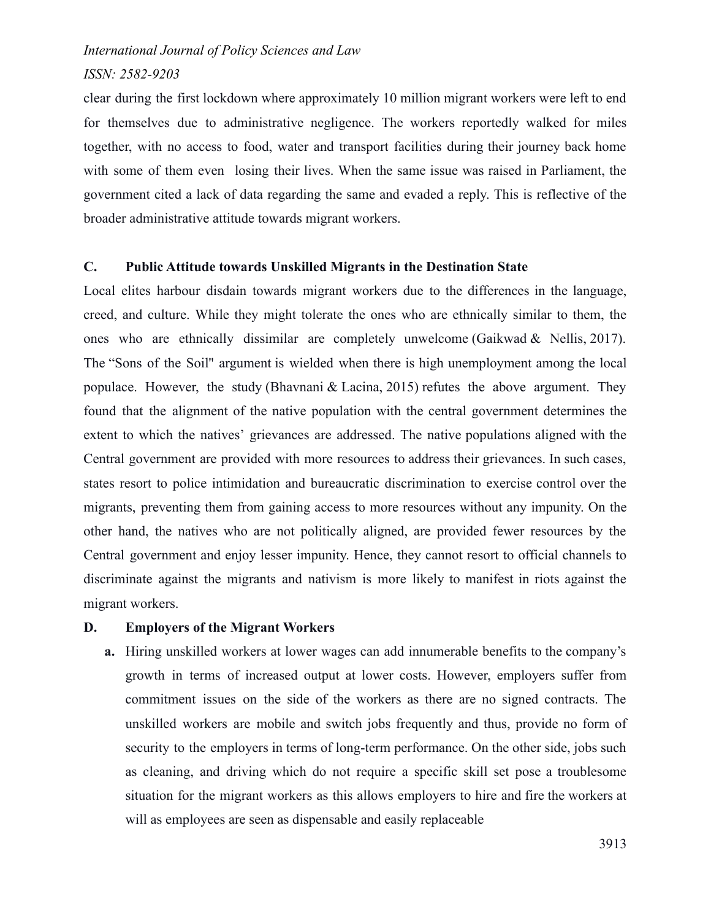clear during the first lockdown where approximately 10 million migrant workers were left to end for themselves due to administrative negligence. The workers reportedly walked for miles together, with no access to food, water and transport facilities during their journey back home with some of them even losing their lives. When the same issue was raised in Parliament, the government cited a lack of data regarding the same and evaded a reply. This is reflective of the broader administrative attitude towards migrant workers.

### C. Public Attitude towards Unskilled Migrants in the Destination State

Local elites harbour disdain towards migrant workers due to the differences in the language, creed, and culture. While they might tolerate the ones who are ethnically similar to them, the ones who are ethnically dissimilar are completely unwelcome (Gaikwad & Nellis, 2017). The "Sons of the Soil" argument is wielded when there is high unemployment among the local populace. However, the study (Bhavnani & Lacina, 2015) refutes the above argument. They found that the alignment of the native population with the central government determines the extent to which the natives' grievances are addressed. The native populations aligned with the Central government are provided with more resources to address their grievances. In such cases, states resort to police intimidation and bureaucratic discrimination to exercise control over the migrants, preventing them from gaining access to more resources without any impunity. On the other hand, the natives who are not politically aligned, are provided fewer resources by the Central government and enjoy lesser impunity. Hence, they cannot resort to official channels to discriminate against the migrants and nativism is more likely to manifest in riots against the migrant workers.

### D. Employers of the Migrant Workers

**a.** Hiring unskilled workers at lower wages can add innumerable benefits to the company's growth in terms of increased output at lower costs. However, employers suffer from commitment issues on the side of the workers as there are no signed contracts. The unskilled workers are mobile and switch jobs frequently and thus, provide no form of security to the employers in terms of long-term performance. On the other side, jobs such as cleaning, and driving which do not require a specific skill set pose a troublesome situation for the migrant workers as this allows employers to hire and fire the workers at will as employees are seen as dispensable and easily replaceable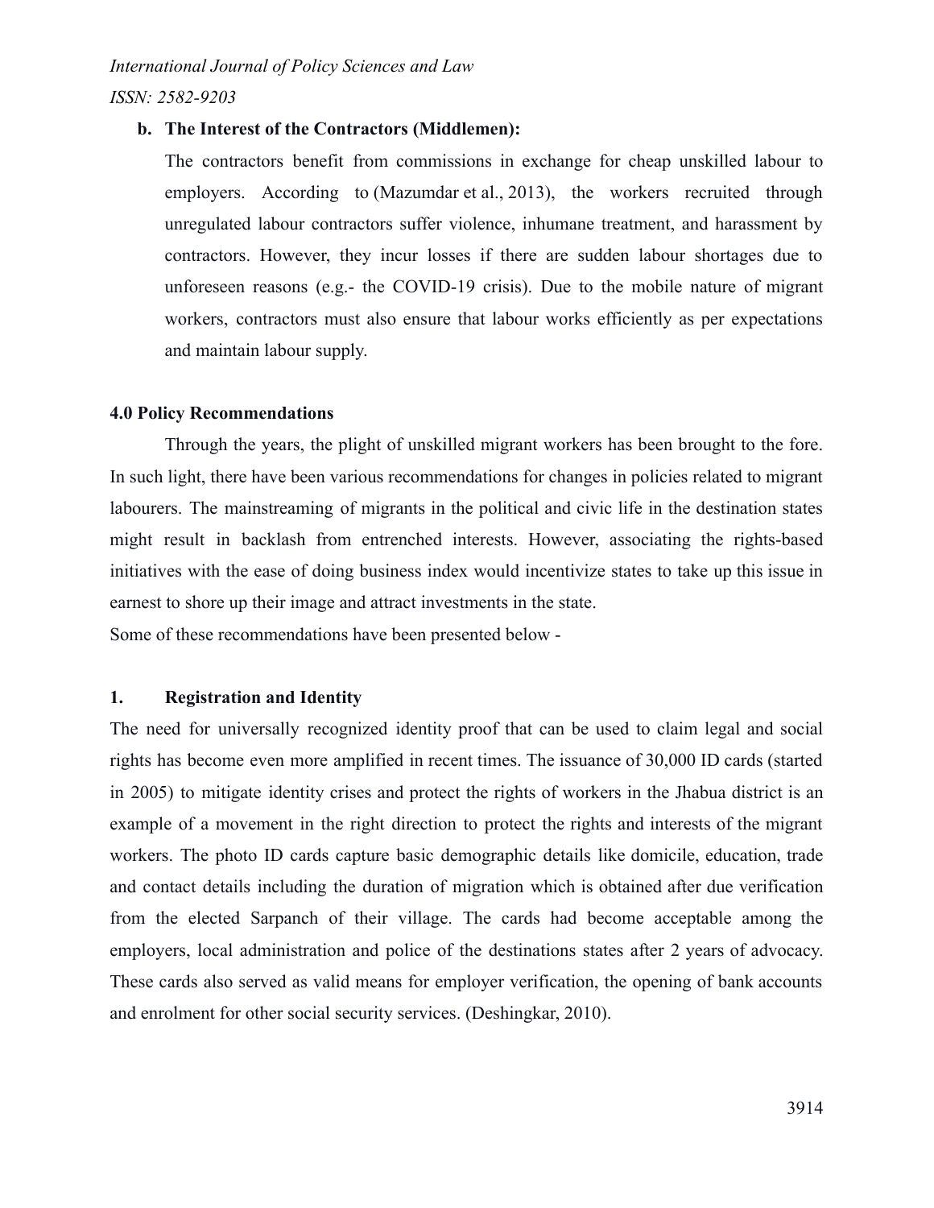**b. The Interest of the Contractors (Middlemen):**

The contractors benefit from commissions in exchange for cheap unskilled labour to employers. According to (Mazumdar et al., 2013), the workers recruited through unregulated labour contractors suffer violence, inhumane treatment, and harassment by contractors. However, they incur losses if there are sudden labour shortages due to unforeseen reasons (e.g.- the COVID-19 crisis). Due to the mobile nature of migrant workers, contractors must also ensure that labour works efficiently as per expectations and maintain labour supply.

## 4.0 Policy Recommendations

Through the years, the plight of unskilled migrant workers has been brought to the fore. In such light, there have been various recommendations for changes in policies related to migrant labourers. The mainstreaming of migrants in the political and civic life in the destination states might result in backlash from entrenched interests. However, associating the rights-based initiatives with the ease of doing business index would incentivize states to take up this issue in earnest to shore up their image and attract investments in the state.

Some of these recommendations have been presented below -

### 1. Registration and Identity

The need for universally recognized identity proof that can be used to claim legal and social rights has become even more amplified in recent times. The issuance of 30,000 ID cards (started in 2005) to mitigate identity crises and protect the rights of workers in the Jhabua district is an example of a movement in the right direction to protect the rights and interests of the migrant workers. The photo ID cards capture basic demographic details like domicile, education, trade and contact details including the duration of migration which is obtained after due verification from the elected Sarpanch of their village. The cards had become acceptable among the employers, local administration and police of the destinations states after 2 years of advocacy. These cards also served as valid means for employer verification, the opening of bank accounts and enrolment for other social security services. (Deshingkar, 2010).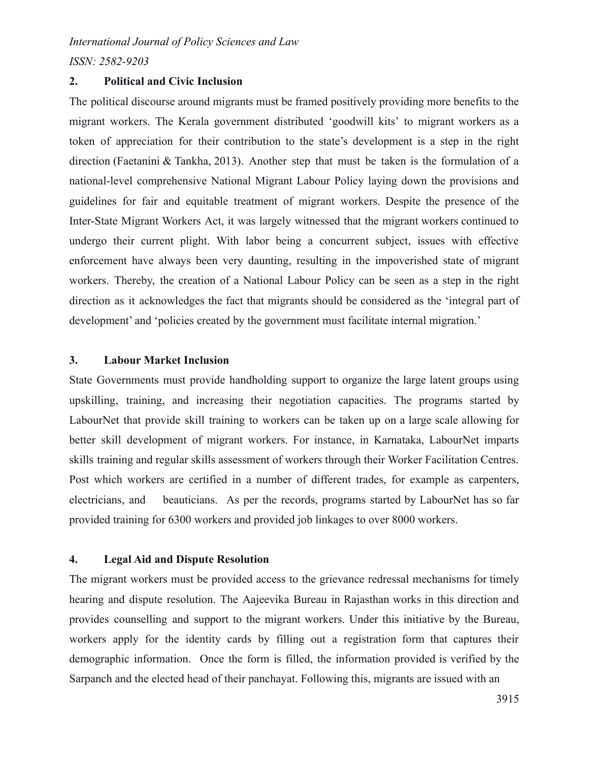## 2. Political and Civic Inclusion

The political discourse around migrants must be framed positively providing more benefits to the migrant workers. The Kerala government distributed 'goodwill kits' to migrant workers as a token of appreciation for their contribution to the state's development is a step in the right direction (Faetanini & Tankha, 2013). Another step that must be taken is the formulation of a national-level comprehensive National Migrant Labour Policy laying down the provisions and guidelines for fair and equitable treatment of migrant workers. Despite the presence of the Inter-State Migrant Workers Act, it was largely witnessed that the migrant workers continued to undergo their current plight. With labor being a concurrent subject, issues with effective enforcement have always been very daunting, resulting in the impoverished state of migrant workers. Thereby, the creation of a National Labour Policy can be seen as a step in the right direction as it acknowledges the fact that migrants should be considered as the 'integral part of development' and 'policies created by the government must facilitate internal migration.'

## 3. Labour Market Inclusion

State Governments must provide handholding support to organize the large latent groups using upskilling, training, and increasing their negotiation capacities. The programs started by LabourNet that provide skill training to workers can be taken up on a large scale allowing for better skill development of migrant workers. For instance, in Karnataka, LabourNet imparts skills training and regular skills assessment of workers through their Worker Facilitation Centres. Post which workers are certified in a number of different trades, for example as carpenters, electricians, and beauticians. As per the records, programs started by LabourNet has so far provided training for 6300 workers and provided job linkages to over 8000 workers.

## 4. Legal Aid and Dispute Resolution

The migrant workers must be provided access to the grievance redressal mechanisms for timely hearing and dispute resolution. The Aajeevika Bureau in Rajasthan works in this direction and provides counselling and support to the migrant workers. Under this initiative by the Bureau, workers apply for the identity cards by filling out a registration form that captures their demographic information. Once the form is filled, the information provided is verified by the Sarpanch and the elected head of their panchayat. Following this, migrants are issued with an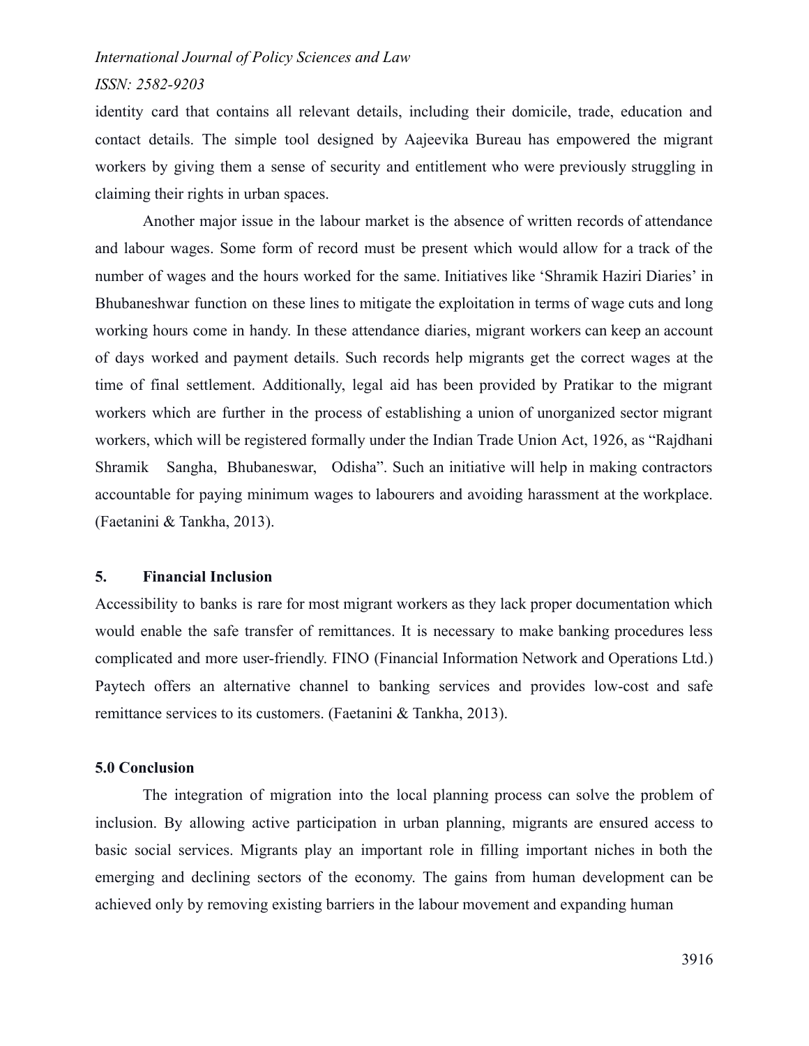identity card that contains all relevant details, including their domicile, trade, education and contact details. The simple tool designed by Aajeevika Bureau has empowered the migrant workers by giving them a sense of security and entitlement who were previously struggling in claiming their rights in urban spaces.

Another major issue in the labour market is the absence of written records of attendance and labour wages. Some form of record must be present which would allow for a track of the number of wages and the hours worked for the same. Initiatives like 'Shramik Haziri Diaries' in Bhubaneshwar function on these lines to mitigate the exploitation in terms of wage cuts and long working hours come in handy. In these attendance diaries, migrant workers can keep an account of days worked and payment details. Such records help migrants get the correct wages at the time of final settlement. Additionally, legal aid has been provided by Pratikar to the migrant workers which are further in the process of establishing a union of unorganized sector migrant workers, which will be registered formally under the Indian Trade Union Act, 1926, as "Rajdhani Shramik Sangha, Bhubaneswar, Odisha". Such an initiative will help in making contractors accountable for paying minimum wages to labourers and avoiding harassment at the workplace. (Faetanini & Tankha, 2013).

### 5. Financial Inclusion

Accessibility to banks is rare for most migrant workers as they lack proper documentation which would enable the safe transfer of remittances. It is necessary to make banking procedures less complicated and more user-friendly. FINO (Financial Information Network and Operations Ltd.) Paytech offers an alternative channel to banking services and provides low-cost and safe remittance services to its customers. (Faetanini & Tankha, 2013).

## 5.0 Conclusion

The integration of migration into the local planning process can solve the problem of inclusion. By allowing active participation in urban planning, migrants are ensured access to basic social services. Migrants play an important role in filling important niches in both the emerging and declining sectors of the economy. The gains from human development can be achieved only by removing existing barriers in the labour movement and expanding human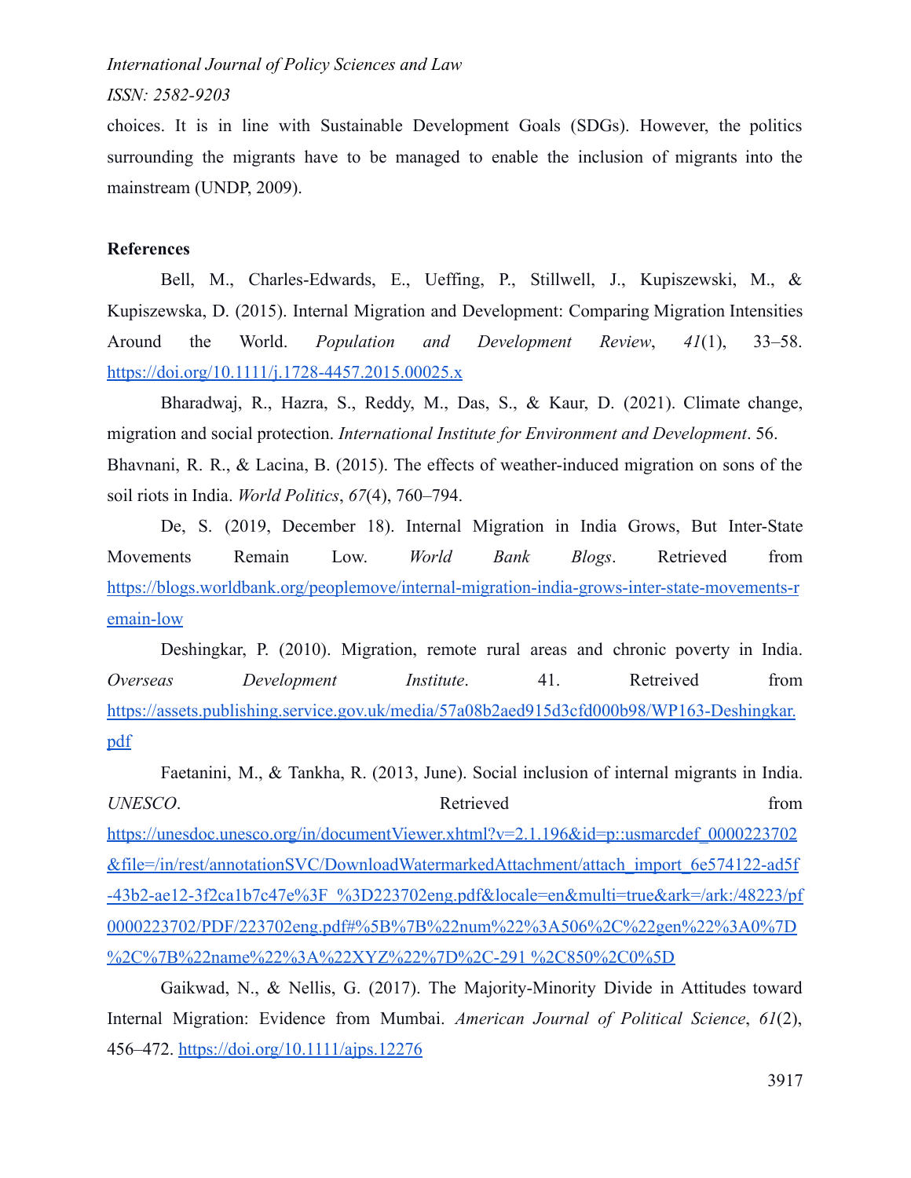choices. It is in line with Sustainable Development Goals (SDGs). However, the politics surrounding the migrants have to be managed to enable the inclusion of migrants into the mainstream (UNDP, 2009).

**References**

Bell, M., Charles-Edwards, E., Ueffing, P., Stillwell, J., Kupiszewski, M., & Kupiszewska, D. (2015). Internal Migration and Development: Comparing Migration Intensities Around the World. *Population and Development Review*, *41*(1), 33–58. https://doi.org/10.1111/j.1728-4457.2015.00025.x

Bharadwaj, R., Hazra, S., Reddy, M., Das, S., & Kaur, D. (2021). Climate change, migration and social protection. *International Institute for Environment and Development*. 56.

Bhavnani, R. R., & Lacina, B. (2015). The effects of weather-induced migration on sons of the soil riots in India. *World Politics*, *67*(4), 760–794.

De, S. (2019, December 18). Internal Migration in India Grows, But Inter-State Movements Remain Low. *World Bank Blogs*. Retrieved from https://blogs.worldbank.org/peoplemove/internal-migration-india-grows-inter-state-movements-remain-low

Deshingkar, P. (2010). Migration, remote rural areas and chronic poverty in India. *Overseas Development Institute*. 41. Retreived from https://assets.publishing.service.gov.uk/media/57a08b2aed915d3cfd000b98/WP163-Deshingkar.pdf

Faetanini, M., & Tankha, R. (2013, June). Social inclusion of internal migrants in India. *UNESCO*. Retrieved from https://unesdoc.unesco.org/in/documentViewer.xhtml?v=2.1.196&id=p::usmarcdef_0000223702&file=/in/rest/annotationSVC/DownloadWatermarkedAttachment/attach_import_6e574122-ad5f-43b2-ae12-3f2ca1b7c47e%3F_%3D223702eng.pdf&locale=en&multi=true&ark=/ark:/48223/pf0000223702/PDF/223702eng.pdf#%5B%7B%22num%22%3A506%2C%22gen%22%3A0%7D%2C%7B%22name%22%3A%22XYZ%22%7D%2C-291 %2C850%2C0%5D

Gaikwad, N., & Nellis, G. (2017). The Majority-Minority Divide in Attitudes toward Internal Migration: Evidence from Mumbai. *American Journal of Political Science*, *61*(2), 456–472. https://doi.org/10.1111/ajps.12276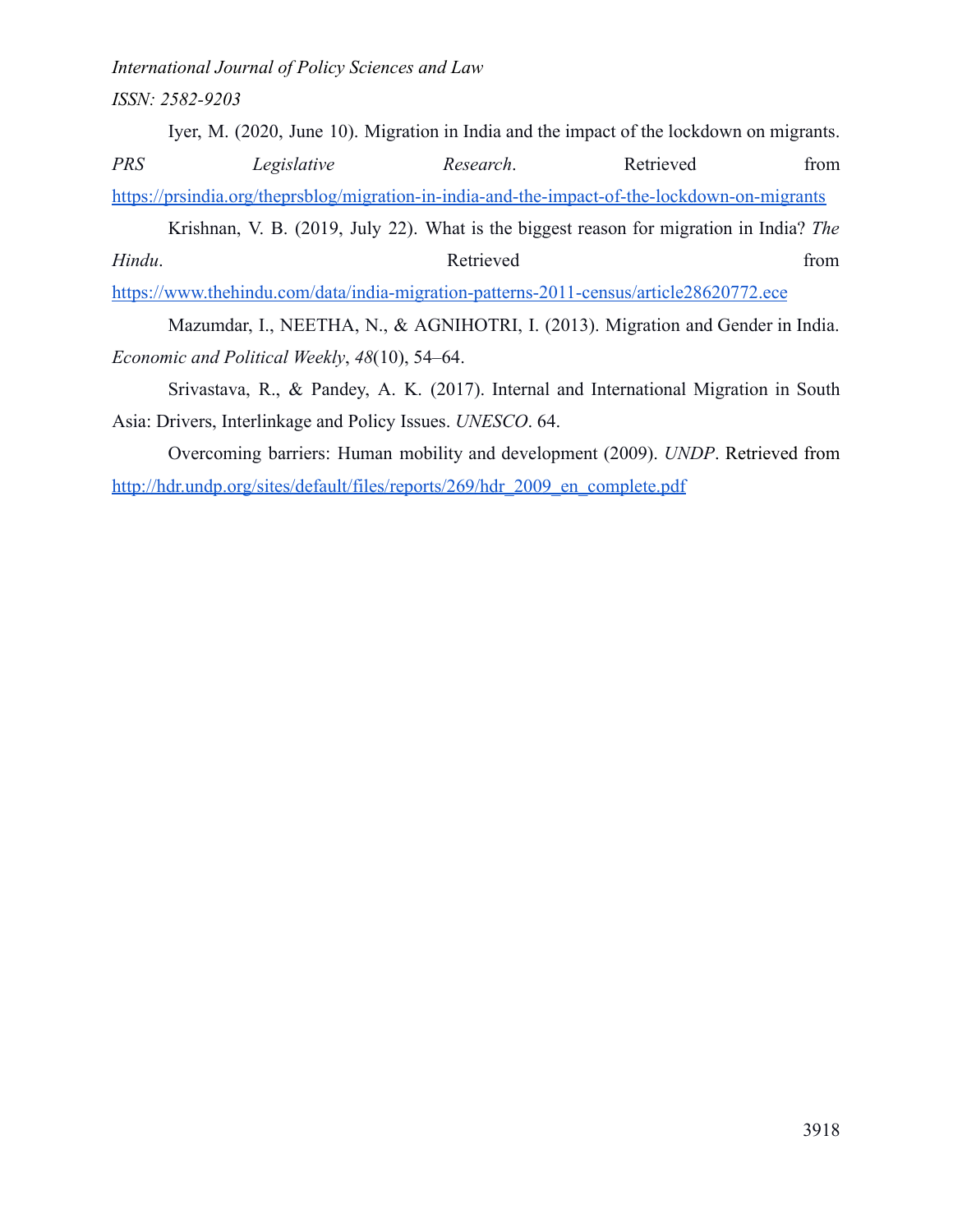Iyer, M. (2020, June 10). Migration in India and the impact of the lockdown on migrants. *PRS Legislative Research*. Retrieved from https://prsindia.org/theprsblog/migration-in-india-and-the-impact-of-the-lockdown-on-migrants

Krishnan, V. B. (2019, July 22). What is the biggest reason for migration in India? *The Hindu*. Retrieved from https://www.thehindu.com/data/india-migration-patterns-2011-census/article28620772.ece

Mazumdar, I., NEETHA, N., & AGNIHOTRI, I. (2013). Migration and Gender in India. *Economic and Political Weekly*, *48*(10), 54–64.

Srivastava, R., & Pandey, A. K. (2017). Internal and International Migration in South Asia: Drivers, Interlinkage and Policy Issues. *UNESCO*. 64.

Overcoming barriers: Human mobility and development (2009). *UNDP*. Retrieved from http://hdr.undp.org/sites/default/files/reports/269/hdr_2009_en_complete.pdf